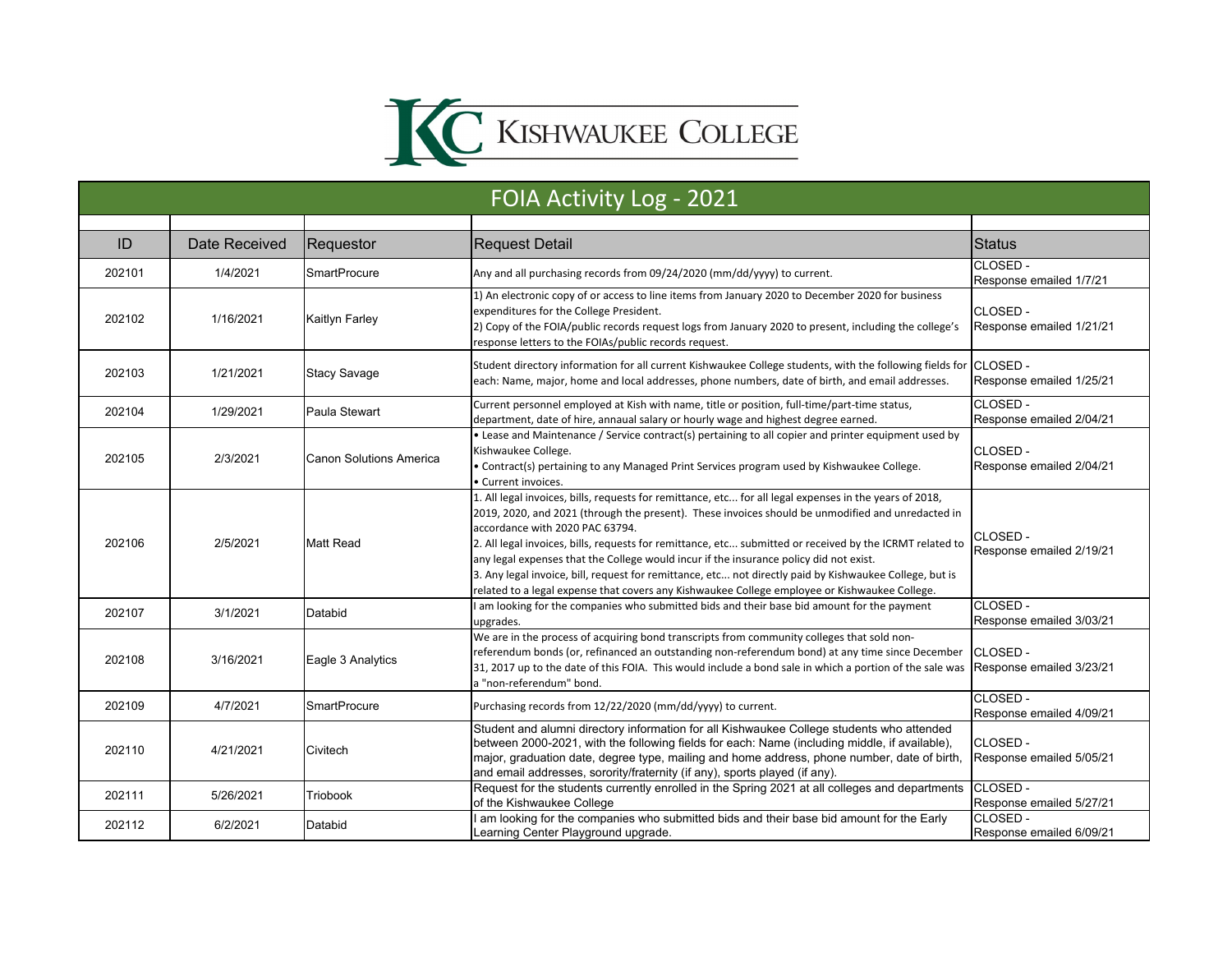# Kishwaukee College

## FOIA Activity Log - 2021

| ID | Date Received | Requestor | Request Detail | Status |
|---|---|---|---|---|
| 202101 | 1/4/2021 | SmartProcure | Any and all purchasing records from 09/24/2020 (mm/dd/yyyy) to current. | CLOSED - Response emailed 1/7/21 |
| 202102 | 1/16/2021 | Kaitlyn Farley | 1) An electronic copy of or access to line items from January 2020 to December 2020 for business expenditures for the College President.<br>2) Copy of the FOIA/public records request logs from January 2020 to present, including the college's response letters to the FOIAs/public records request. | CLOSED - Response emailed 1/21/21 |
| 202103 | 1/21/2021 | Stacy Savage | Student directory information for all current Kishwaukee College students, with the following fields for each: Name, major, home and local addresses, phone numbers, date of birth, and email addresses. | CLOSED - Response emailed 1/25/21 |
| 202104 | 1/29/2021 | Paula Stewart | Current personnel employed at Kish with name, title or position, full-time/part-time status, department, date of hire, annaual salary or hourly wage and highest degree earned. | CLOSED - Response emailed 2/04/21 |
| 202105 | 2/3/2021 | Canon Solutions America | • Lease and Maintenance / Service contract(s) pertaining to all copier and printer equipment used by Kishwaukee College.<br>• Contract(s) pertaining to any Managed Print Services program used by Kishwaukee College.<br>• Current invoices. | CLOSED - Response emailed 2/04/21 |
| 202106 | 2/5/2021 | Matt Read | 1. All legal invoices, bills, requests for remittance, etc... for all legal expenses in the years of 2018, 2019, 2020, and 2021 (through the present). These invoices should be unmodified and unredacted in accordance with 2020 PAC 63794.<br>2. All legal invoices, bills, requests for remittance, etc... submitted or received by the ICRMT related to any legal expenses that the College would incur if the insurance policy did not exist.<br>3. Any legal invoice, bill, request for remittance, etc... not directly paid by Kishwaukee College, but is related to a legal expense that covers any Kishwaukee College employee or Kishwaukee College. | CLOSED - Response emailed 2/19/21 |
| 202107 | 3/1/2021 | Databid | I am looking for the companies who submitted bids and their base bid amount for the payment upgrades. | CLOSED - Response emailed 3/03/21 |
| 202108 | 3/16/2021 | Eagle 3 Analytics | We are in the process of acquiring bond transcripts from community colleges that sold non-referendum bonds (or, refinanced an outstanding non-referendum bond) at any time since December 31, 2017 up to the date of this FOIA. This would include a bond sale in which a portion of the sale was a "non-referendum" bond. | CLOSED - Response emailed 3/23/21 |
| 202109 | 4/7/2021 | SmartProcure | Purchasing records from 12/22/2020 (mm/dd/yyyy) to current. | CLOSED - Response emailed 4/09/21 |
| 202110 | 4/21/2021 | Civitech | Student and alumni directory information for all Kishwaukee College students who attended between 2000-2021, with the following fields for each: Name (including middle, if available), major, graduation date, degree type, mailing and home address, phone number, date of birth, and email addresses, sorority/fraternity (if any), sports played (if any). | CLOSED - Response emailed 5/05/21 |
| 202111 | 5/26/2021 | Triobook | Request for the students currently enrolled in the Spring 2021 at all colleges and departments of the Kishwaukee College | CLOSED - Response emailed 5/27/21 |
| 202112 | 6/2/2021 | Databid | I am looking for the companies who submitted bids and their base bid amount for the Early Learning Center Playground upgrade. | CLOSED - Response emailed 6/09/21 |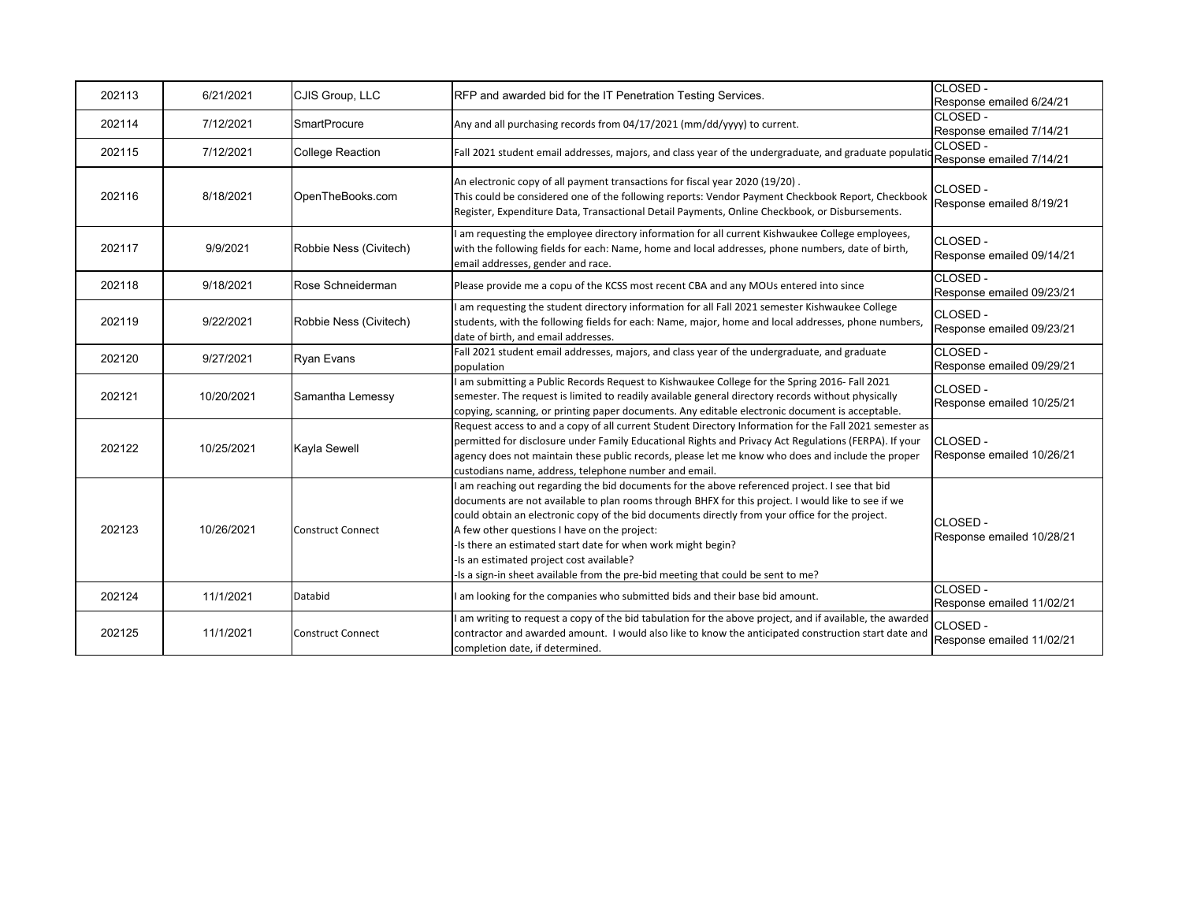| 202113 | 6/21/2021 | CJIS Group, LLC | RFP and awarded bid for the IT Penetration Testing Services. | CLOSED - Response emailed 6/24/21 |
|---|---|---|---|---|
| 202114 | 7/12/2021 | SmartProcure | Any and all purchasing records from 04/17/2021 (mm/dd/yyyy) to current. | CLOSED - Response emailed 7/14/21 |
| 202115 | 7/12/2021 | College Reaction | Fall 2021 student email addresses, majors, and class year of the undergraduate, and graduate populatio | CLOSED - Response emailed 7/14/21 |
| 202116 | 8/18/2021 | OpenTheBooks.com | An electronic copy of all payment transactions for fiscal year 2020 (19/20) . This could be considered one of the following reports: Vendor Payment Checkbook Report, Checkbook Register, Expenditure Data, Transactional Detail Payments, Online Checkbook, or Disbursements. | CLOSED - Response emailed 8/19/21 |
| 202117 | 9/9/2021 | Robbie Ness (Civitech) | I am requesting the employee directory information for all current Kishwaukee College employees, with the following fields for each: Name, home and local addresses, phone numbers, date of birth, email addresses, gender and race. | CLOSED - Response emailed 09/14/21 |
| 202118 | 9/18/2021 | Rose Schneiderman | Please provide me a copu of the KCSS most recent CBA and any MOUs entered into since | CLOSED - Response emailed 09/23/21 |
| 202119 | 9/22/2021 | Robbie Ness (Civitech) | I am requesting the student directory information for all Fall 2021 semester Kishwaukee College students, with the following fields for each: Name, major, home and local addresses, phone numbers, date of birth, and email addresses. | CLOSED - Response emailed 09/23/21 |
| 202120 | 9/27/2021 | Ryan Evans | Fall 2021 student email addresses, majors, and class year of the undergraduate, and graduate population | CLOSED - Response emailed 09/29/21 |
| 202121 | 10/20/2021 | Samantha Lemessy | I am submitting a Public Records Request to Kishwaukee College for the Spring 2016- Fall 2021 semester. The request is limited to readily available general directory records without physically copying, scanning, or printing paper documents. Any editable electronic document is acceptable. | CLOSED - Response emailed 10/25/21 |
| 202122 | 10/25/2021 | Kayla Sewell | Request access to and a copy of all current Student Directory Information for the Fall 2021 semester as permitted for disclosure under Family Educational Rights and Privacy Act Regulations (FERPA). If your agency does not maintain these public records, please let me know who does and include the proper custodians name, address, telephone number and email. | CLOSED - Response emailed 10/26/21 |
| 202123 | 10/26/2021 | Construct Connect | I am reaching out regarding the bid documents for the above referenced project. I see that bid documents are not available to plan rooms through BHFX for this project. I would like to see if we could obtain an electronic copy of the bid documents directly from your office for the project. A few other questions I have on the project: -Is there an estimated start date for when work might begin? -Is an estimated project cost available? -Is a sign-in sheet available from the pre-bid meeting that could be sent to me? | CLOSED - Response emailed 10/28/21 |
| 202124 | 11/1/2021 | Databid | I am looking for the companies who submitted bids and their base bid amount. | CLOSED - Response emailed 11/02/21 |
| 202125 | 11/1/2021 | Construct Connect | I am writing to request a copy of the bid tabulation for the above project, and if available, the awarded contractor and awarded amount. I would also like to know the anticipated construction start date and completion date, if determined. | CLOSED - Response emailed 11/02/21 |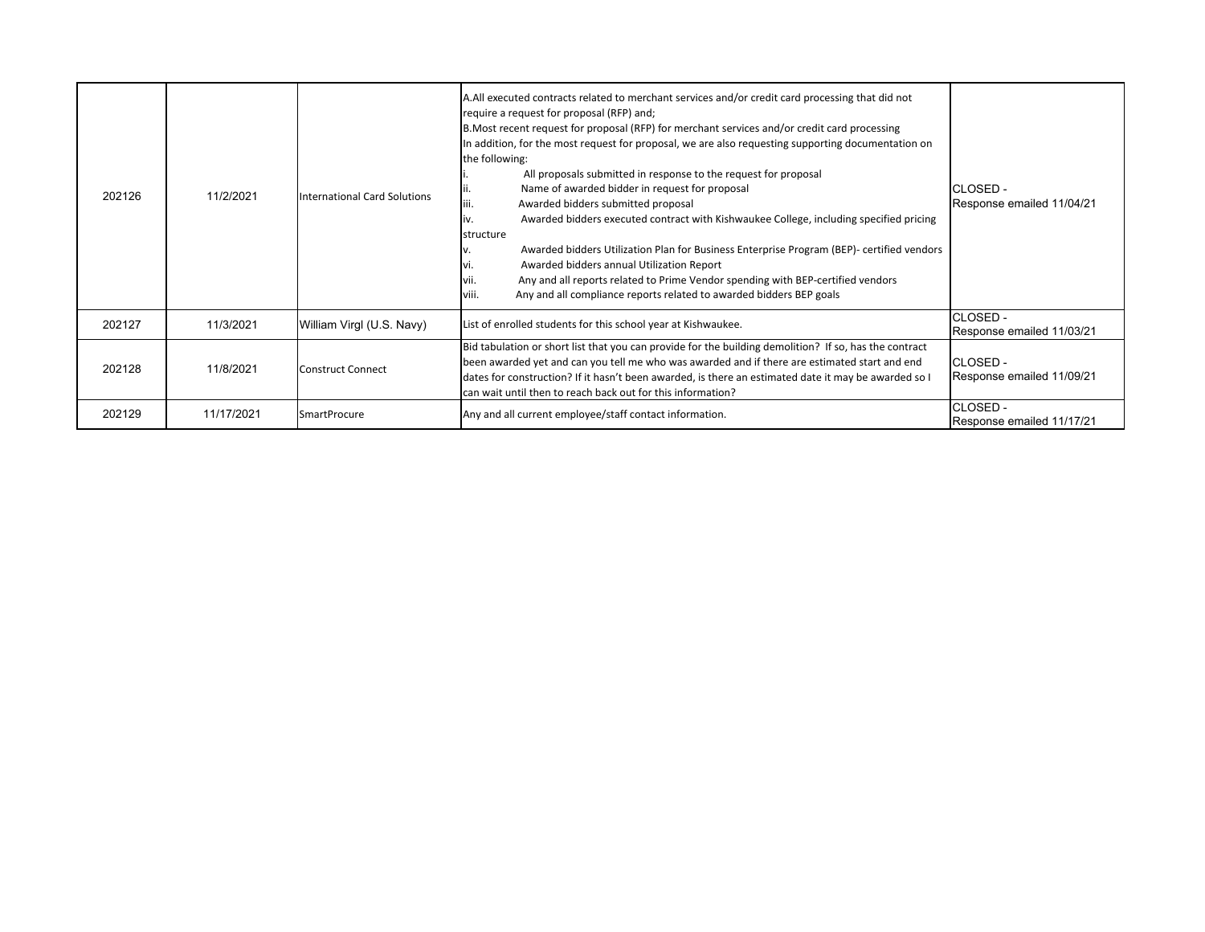| | | | | |
|---|---|---|---|---|
| 202126 | 11/2/2021 | International Card Solutions | A.All executed contracts related to merchant services and/or credit card processing that did not require a request for proposal (RFP) and;<br>B.Most recent request for proposal (RFP) for merchant services and/or credit card processing<br>In addition, for the most request for proposal, we are also requesting supporting documentation on the following:<br>i. All proposals submitted in response to the request for proposal<br>ii. Name of awarded bidder in request for proposal<br>iii. Awarded bidders submitted proposal<br>iv. Awarded bidders executed contract with Kishwaukee College, including specified pricing structure<br>v. Awarded bidders Utilization Plan for Business Enterprise Program (BEP)- certified vendors<br>vi. Awarded bidders annual Utilization Report<br>vii. Any and all reports related to Prime Vendor spending with BEP-certified vendors<br>viii. Any and all compliance reports related to awarded bidders BEP goals | CLOSED - Response emailed 11/04/21 |
| 202127 | 11/3/2021 | William Virgl (U.S. Navy) | List of enrolled students for this school year at Kishwaukee. | CLOSED - Response emailed 11/03/21 |
| 202128 | 11/8/2021 | Construct Connect | Bid tabulation or short list that you can provide for the building demolition? If so, has the contract been awarded yet and can you tell me who was awarded and if there are estimated start and end dates for construction? If it hasn't been awarded, is there an estimated date it may be awarded so I can wait until then to reach back out for this information? | CLOSED - Response emailed 11/09/21 |
| 202129 | 11/17/2021 | SmartProcure | Any and all current employee/staff contact information. | CLOSED - Response emailed 11/17/21 |